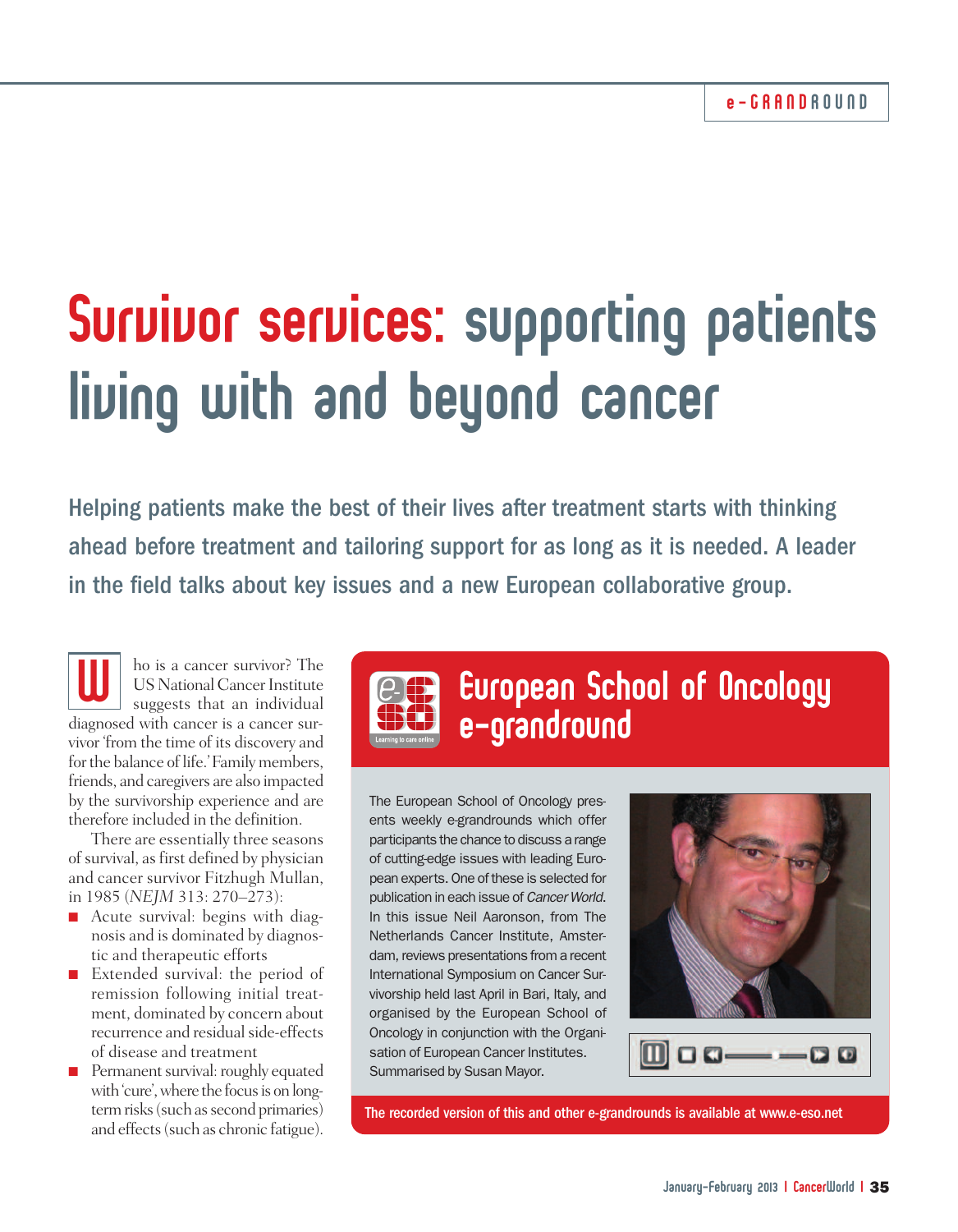# Survivor services: supporting patients living with and beyond cancer

**Helping patients make the best of their lives after treatment starts with thinking ahead before treatment and tailoring support for as long as it is needed. A leader in the field talks about key issues and a new European collaborative group.**

Who is a cancer survivor? The US National Cancer Institute suggests that an individual diagnosed with cancer is a cancer survivor 'from the time of its discovery and for the balance of life.' Family members, friends, and caregivers are also impacted by the survivorship experience and are therefore included in the definition.

There are essentially three seasons of survival, as first defined by physician and cancer survivor Fitzhugh Mullan, in 1985 (*NEJM* 313: 270–273):

- Acute survival: begins with diagnosis and is dominated by diagnostic and therapeutic efforts
- Extended survival: the period of remission following initial treatment, dominated by concern about recurrence and residual side-effects of disease and treatment
- Permanent survival: roughly equated with 'cure', where the focus is on long-term risks (such as second primaries) and effects (such as chronic fatigue).

## European School of Oncology e-grandround

The European School of Oncology presents weekly e-grandrounds which offer participants the chance to discuss a range of cutting-edge issues with leading European experts. One of these is selected for publication in each issue of *Cancer World*. In this issue Neil Aaronson, from The Netherlands Cancer Institute, Amsterdam, reviews presentations from a recent International Symposium on Cancer Survivorship held last April in Bari, Italy, and organised by the European School of Oncology in conjunction with the Organisation of European Cancer Institutes. Summarised by Susan Mayor.

The recorded version of this and other e-grandrounds is available at www.e-eso.net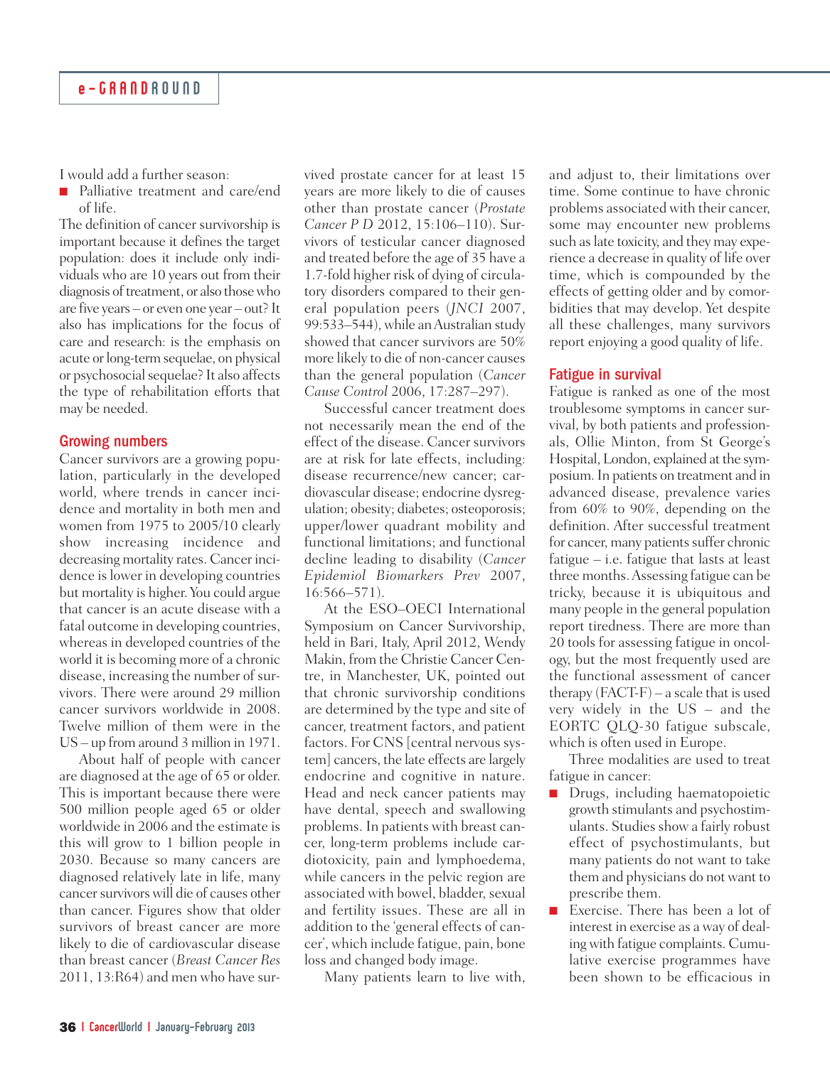I would add a further season:

- Palliative treatment and care/end of life.

The definition of cancer survivorship is important because it defines the target population: does it include only individuals who are 10 years out from their diagnosis of treatment, or also those who are five years – or even one year – out? It also has implications for the focus of care and research: is the emphasis on acute or long-term sequelae, on physical or psychosocial sequelae? It also affects the type of rehabilitation efforts that may be needed.

## Growing numbers

Cancer survivors are a growing population, particularly in the developed world, where trends in cancer incidence and mortality in both men and women from 1975 to 2005/10 clearly show increasing incidence and decreasing mortality rates. Cancer incidence is lower in developing countries but mortality is higher. You could argue that cancer is an acute disease with a fatal outcome in developing countries, whereas in developed countries of the world it is becoming more of a chronic disease, increasing the number of survivors. There were around 29 million cancer survivors worldwide in 2008. Twelve million of them were in the US – up from around 3 million in 1971.

About half of people with cancer are diagnosed at the age of 65 or older. This is important because there were 500 million people aged 65 or older worldwide in 2006 and the estimate is this will grow to 1 billion people in 2030. Because so many cancers are diagnosed relatively late in life, many cancer survivors will die of causes other than cancer. Figures show that older survivors of breast cancer are more likely to die of cardiovascular disease than breast cancer (*Breast Cancer Res* 2011, 13:R64) and men who have survived prostate cancer for at least 15 years are more likely to die of causes other than prostate cancer (*Prostate Cancer P D* 2012, 15:106–110). Survivors of testicular cancer diagnosed and treated before the age of 35 have a 1.7-fold higher risk of dying of circulatory disorders compared to their general population peers (*JNCI* 2007, 99:533–544), while an Australian study showed that cancer survivors are 50% more likely to die of non-cancer causes than the general population (*Cancer Cause Control* 2006, 17:287–297).

Successful cancer treatment does not necessarily mean the end of the effect of the disease. Cancer survivors are at risk for late effects, including: disease recurrence/new cancer; cardiovascular disease; endocrine dysregulation; obesity; diabetes; osteoporosis; upper/lower quadrant mobility and functional limitations; and functional decline leading to disability (*Cancer Epidemiol Biomarkers Prev* 2007, 16:566–571).

At the ESO–OECI International Symposium on Cancer Survivorship, held in Bari, Italy, April 2012, Wendy Makin, from the Christie Cancer Centre, in Manchester, UK, pointed out that chronic survivorship conditions are determined by the type and site of cancer, treatment factors, and patient factors. For CNS [central nervous system] cancers, the late effects are largely endocrine and cognitive in nature. Head and neck cancer patients may have dental, speech and swallowing problems. In patients with breast cancer, long-term problems include cardiotoxicity, pain and lymphoedema, while cancers in the pelvic region are associated with bowel, bladder, sexual and fertility issues. These are all in addition to the 'general effects of cancer', which include fatigue, pain, bone loss and changed body image.

Many patients learn to live with, and adjust to, their limitations over time. Some continue to have chronic problems associated with their cancer, some may encounter new problems such as late toxicity, and they may experience a decrease in quality of life over time, which is compounded by the effects of getting older and by comorbidities that may develop. Yet despite all these challenges, many survivors report enjoying a good quality of life.

## Fatigue in survival

Fatigue is ranked as one of the most troublesome symptoms in cancer survival, by both patients and professionals, Ollie Minton, from St George's Hospital, London, explained at the symposium. In patients on treatment and in advanced disease, prevalence varies from 60% to 90%, depending on the definition. After successful treatment for cancer, many patients suffer chronic fatigue – i.e. fatigue that lasts at least three months. Assessing fatigue can be tricky, because it is ubiquitous and many people in the general population report tiredness. There are more than 20 tools for assessing fatigue in oncology, but the most frequently used are the functional assessment of cancer therapy (FACT-F) – a scale that is used very widely in the US – and the EORTC QLQ-30 fatigue subscale, which is often used in Europe.

Three modalities are used to treat fatigue in cancer:

- Drugs, including haematopoietic growth stimulants and psychostimulants. Studies show a fairly robust effect of psychostimulants, but many patients do not want to take them and physicians do not want to prescribe them.
- Exercise. There has been a lot of interest in exercise as a way of dealing with fatigue complaints. Cumulative exercise programmes have been shown to be efficacious in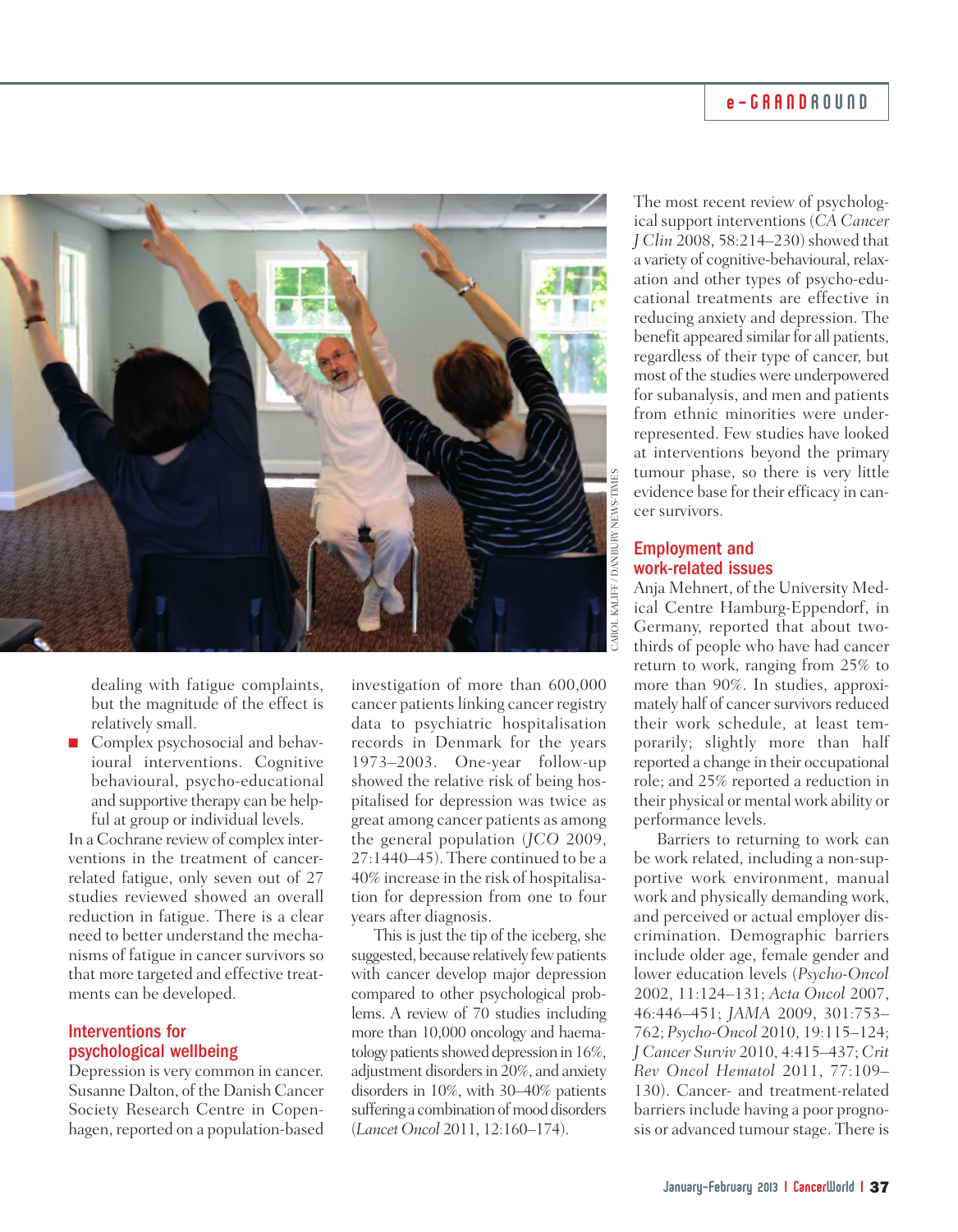dealing with fatigue complaints, but the magnitude of the effect is relatively small.

- Complex psychosocial and behavioural interventions. Cognitive behavioural, psycho-educational and supportive therapy can be helpful at group or individual levels.

In a Cochrane review of complex interventions in the treatment of cancer-related fatigue, only seven out of 27 studies reviewed showed an overall reduction in fatigue. There is a clear need to better understand the mechanisms of fatigue in cancer survivors so that more targeted and effective treatments can be developed.

## Interventions for psychological wellbeing

Depression is very common in cancer. Susanne Dalton, of the Danish Cancer Society Research Centre in Copenhagen, reported on a population-based investigation of more than 600,000 cancer patients linking cancer registry data to psychiatric hospitalisation records in Denmark for the years 1973–2003. One-year follow-up showed the relative risk of being hospitalised for depression was twice as great among cancer patients as among the general population (*JCO* 2009, 27:1440–45). There continued to be a 40% increase in the risk of hospitalisation for depression from one to four years after diagnosis.

This is just the tip of the iceberg, she suggested, because relatively few patients with cancer develop major depression compared to other psychological problems. A review of 70 studies including more than 10,000 oncology and haematology patients showed depression in 16%, adjustment disorders in 20%, and anxiety disorders in 10%, with 30–40% patients suffering a combination of mood disorders (*Lancet Oncol* 2011, 12:160–174).

The most recent review of psychological support interventions (*CA Cancer J Clin* 2008, 58:214–230) showed that a variety of cognitive-behavioural, relaxation and other types of psycho-educational treatments are effective in reducing anxiety and depression. The benefit appeared similar for all patients, regardless of their type of cancer, but most of the studies were underpowered for subanalysis, and men and patients from ethnic minorities were under-represented. Few studies have looked at interventions beyond the primary tumour phase, so there is very little evidence base for their efficacy in cancer survivors.

## Employment and work-related issues

Anja Mehnert, of the University Medical Centre Hamburg-Eppendorf, in Germany, reported that about two-thirds of people who have had cancer return to work, ranging from 25% to more than 90%. In studies, approximately half of cancer survivors reduced their work schedule, at least temporarily; slightly more than half reported a change in their occupational role; and 25% reported a reduction in their physical or mental work ability or performance levels.

Barriers to returning to work can be work related, including a non-supportive work environment, manual work and physically demanding work, and perceived or actual employer discrimination. Demographic barriers include older age, female gender and lower education levels (*Psycho-Oncol* 2002, 11:124–131; *Acta Oncol* 2007, 46:446–451; *JAMA* 2009, 301:753–762; *Psycho-Oncol* 2010, 19:115–124; *J Cancer Surviv* 2010, 4:415–437; *Crit Rev Oncol Hematol* 2011, 77:109–130). Cancer- and treatment-related barriers include having a poor prognosis or advanced tumour stage. There is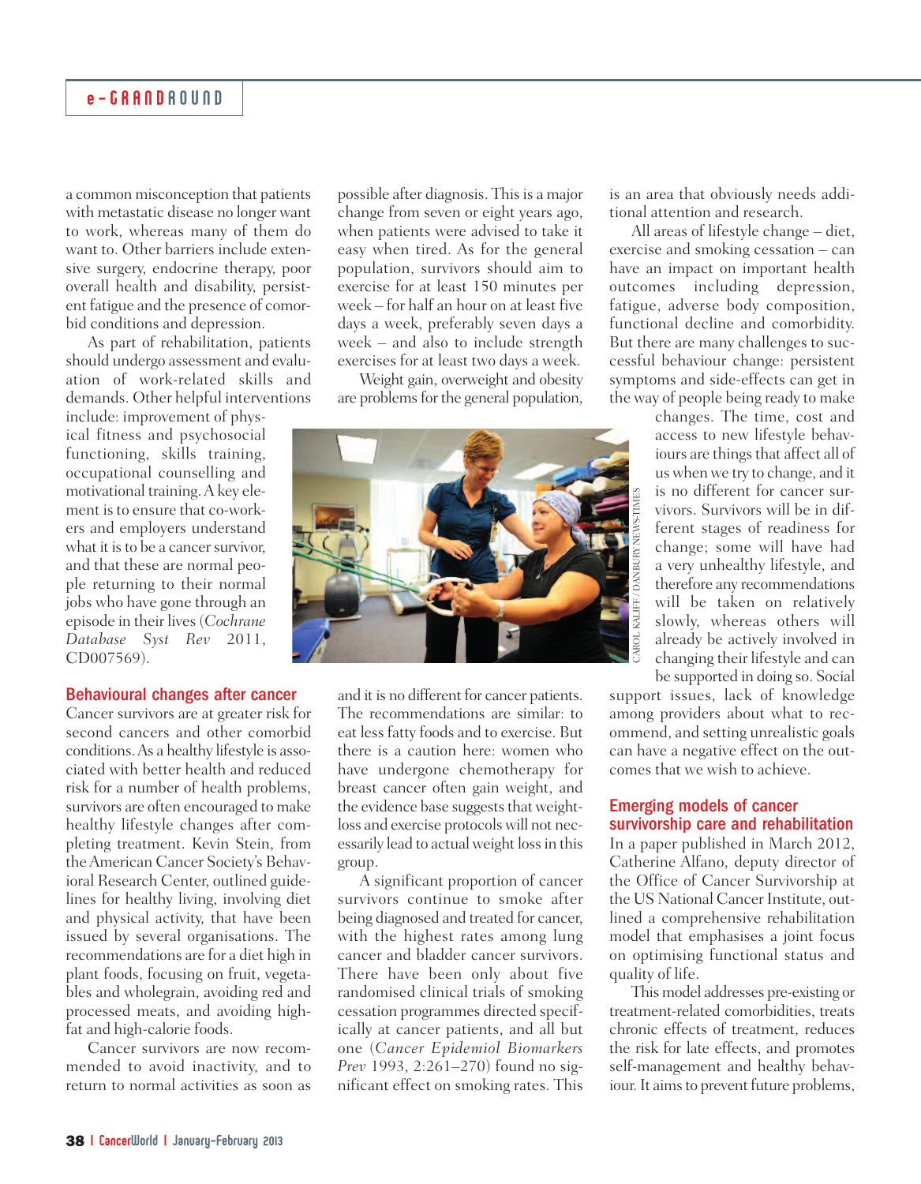a common misconception that patients with metastatic disease no longer want to work, whereas many of them do want to. Other barriers include extensive surgery, endocrine therapy, poor overall health and disability, persistent fatigue and the presence of comorbid conditions and depression.

As part of rehabilitation, patients should undergo assessment and evaluation of work-related skills and demands. Other helpful interventions include: improvement of physical fitness and psychosocial functioning, skills training, occupational counselling and motivational training. A key element is to ensure that co-workers and employers understand what it is to be a cancer survivor, and that these are normal people returning to their normal jobs who have gone through an episode in their lives (*Cochrane Database Syst Rev* 2011, CD007569).

## Behavioural changes after cancer

Cancer survivors are at greater risk for second cancers and other comorbid conditions. As a healthy lifestyle is associated with better health and reduced risk for a number of health problems, survivors are often encouraged to make healthy lifestyle changes after completing treatment. Kevin Stein, from the American Cancer Society's Behavioral Research Center, outlined guidelines for healthy living, involving diet and physical activity, that have been issued by several organisations. The recommendations are for a diet high in plant foods, focusing on fruit, vegetables and wholegrain, avoiding red and processed meats, and avoiding high-fat and high-calorie foods.

Cancer survivors are now recommended to avoid inactivity, and to return to normal activities as soon as possible after diagnosis. This is a major change from seven or eight years ago, when patients were advised to take it easy when tired. As for the general population, survivors should aim to exercise for at least 150 minutes per week – for half an hour on at least five days a week, preferably seven days a week – and also to include strength exercises for at least two days a week.

Weight gain, overweight and obesity are problems for the general population, and it is no different for cancer patients. The recommendations are similar: to eat less fatty foods and to exercise. But there is a caution here: women who have undergone chemotherapy for breast cancer often gain weight, and the evidence base suggests that weight-loss and exercise protocols will not necessarily lead to actual weight loss in this group.

A significant proportion of cancer survivors continue to smoke after being diagnosed and treated for cancer, with the highest rates among lung cancer and bladder cancer survivors. There have been only about five randomised clinical trials of smoking cessation programmes directed specifically at cancer patients, and all but one (*Cancer Epidemiol Biomarkers Prev* 1993, 2:261–270) found no significant effect on smoking rates. This is an area that obviously needs additional attention and research.

All areas of lifestyle change – diet, exercise and smoking cessation – can have an impact on important health outcomes including depression, fatigue, adverse body composition, functional decline and comorbidity. But there are many challenges to successful behaviour change: persistent symptoms and side-effects can get in the way of people being ready to make changes. The time, cost and access to new lifestyle behaviours are things that affect all of us when we try to change, and it is no different for cancer survivors. Survivors will be in different stages of readiness for change; some will have had a very unhealthy lifestyle, and therefore any recommendations will be taken on relatively slowly, whereas others will already be actively involved in changing their lifestyle and can be supported in doing so. Social support issues, lack of knowledge among providers about what to recommend, and setting unrealistic goals can have a negative effect on the outcomes that we wish to achieve.

CAROL KALIFF / DANBURY NEWS-TIMES

## Emerging models of cancer survivorship care and rehabilitation

In a paper published in March 2012, Catherine Alfano, deputy director of the Office of Cancer Survivorship at the US National Cancer Institute, outlined a comprehensive rehabilitation model that emphasises a joint focus on optimising functional status and quality of life.

This model addresses pre-existing or treatment-related comorbidities, treats chronic effects of treatment, reduces the risk for late effects, and promotes self-management and healthy behaviour. It aims to prevent future problems,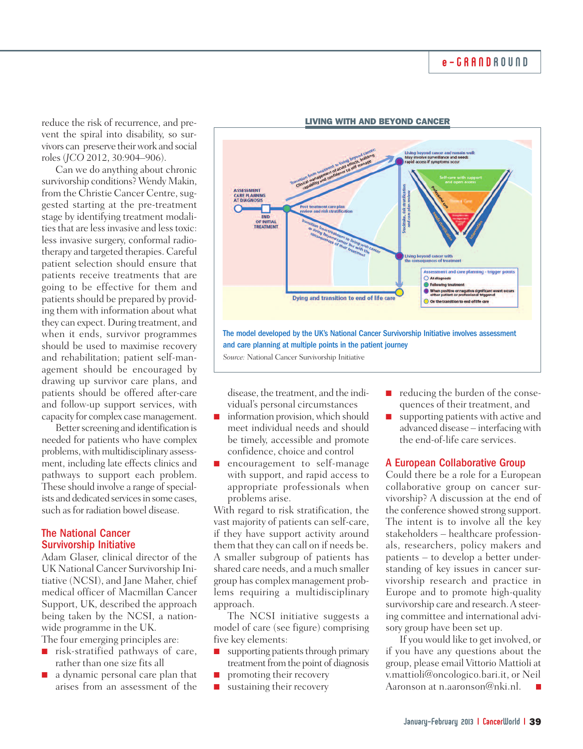reduce the risk of recurrence, and prevent the spiral into disability, so survivors can preserve their work and social roles (*JCO* 2012, 30:904–906).

Can we do anything about chronic survivorship conditions? Wendy Makin, from the Christie Cancer Centre, suggested starting at the pre-treatment stage by identifying treatment modalities that are less invasive and less toxic: less invasive surgery, conformal radiotherapy and targeted therapies. Careful patient selection should ensure that patients receive treatments that are going to be effective for them and patients should be prepared by providing them with information about what they can expect. During treatment, and when it ends, survivor programmes should be used to maximise recovery and rehabilitation; patient self-management should be encouraged by drawing up survivor care plans, and patients should be offered after-care and follow-up support services, with capacity for complex case management.

Better screening and identification is needed for patients who have complex problems, with multidisciplinary assessment, including late effects clinics and pathways to support each problem. These should involve a range of specialists and dedicated services in some cases, such as for radiation bowel disease.

## The National Cancer Survivorship Initiative

Adam Glaser, clinical director of the UK National Cancer Survivorship Initiative (NCSI), and Jane Maher, chief medical officer of Macmillan Cancer Support, UK, described the approach being taken by the NCSI, a nationwide programme in the UK.

The four emerging principles are:

- risk-stratified pathways of care, rather than one size fits all
- a dynamic personal care plan that arises from an assessment of the disease, the treatment, and the individual's personal circumstances
- information provision, which should meet individual needs and should be timely, accessible and promote confidence, choice and control
- encouragement to self-manage with support, and rapid access to appropriate professionals when problems arise.

With regard to risk stratification, the vast majority of patients can self-care, if they have support activity around them that they can call on if needs be. A smaller subgroup of patients has shared care needs, and a much smaller group has complex management problems requiring a multidisciplinary approach.

The NCSI initiative suggests a model of care (see figure) comprising five key elements:

- supporting patients through primary treatment from the point of diagnosis
- promoting their recovery
- sustaining their recovery
- reducing the burden of the consequences of their treatment, and
- supporting patients with active and advanced disease – interfacing with the end-of-life care services.

**LIVING WITH AND BEYOND CANCER**

ASSESSMENT CARE PLANNING AT DIAGNOSIS
END OF INITIAL TREATMENT
Transition from treatment to living beyond cancer: Clinical management of acute effects, building capability and confidence to self manage
Post treatment care plan review and risk stratification
Transition from treatment to living with cancer or living beyond cancer but with the consequences of their treatment
Living beyond cancer and remain well: May involve surveillance and needs rapid access if symptoms occur
Self-care with support and open access
Professional care
Needs identification
Intervention
Stocktake, risk stratification and care plan review
Living beyond cancer with the consequences of treatment
Dying and transition to end of life care
Assessment and care planning - trigger points
At diagnosis
Following treatment
When positive or negative significant event occurs either patient or professional triggered
On the transition to end of life care

**The model developed by the UK's National Cancer Survivorship Initiative involves assessment and care planning at multiple points in the patient journey**

*Source:* National Cancer Survivorship Initiative

## A European Collaborative Group

Could there be a role for a European collaborative group on cancer survivorship? A discussion at the end of the conference showed strong support. The intent is to involve all the key stakeholders – healthcare professionals, researchers, policy makers and patients – to develop a better understanding of key issues in cancer survivorship research and practice in Europe and to promote high-quality survivorship care and research. A steering committee and international advisory group have been set up.

If you would like to get involved, or if you have any questions about the group, please email Vittorio Mattioli at v.mattioli@oncologico.bari.it, or Neil Aaronson at n.aaronson@nki.nl.